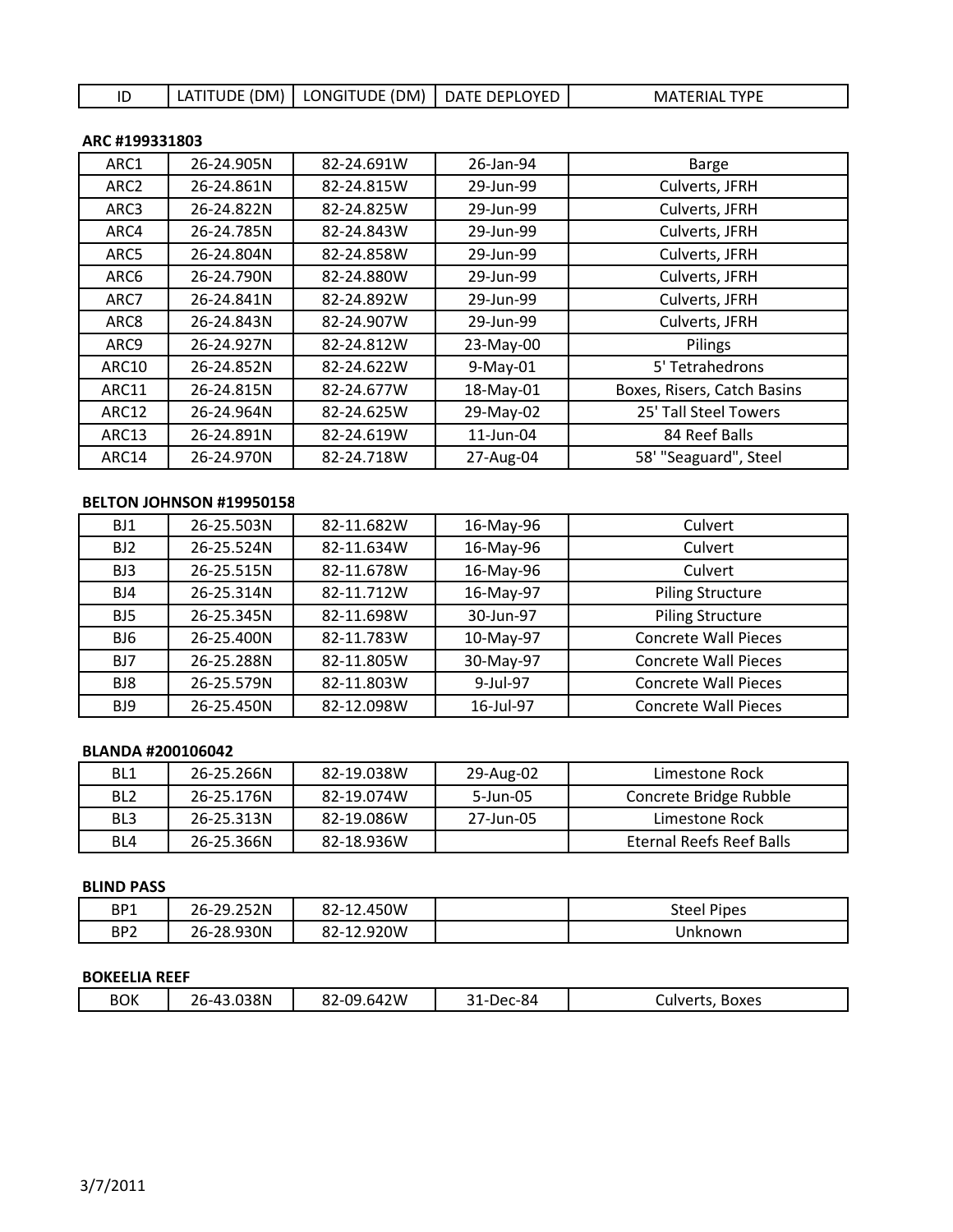| ID | LATITUDE (DM) | LONGITUDE (DM) | DATE DEPLOYED | MATERIAL TYPE |
|---|---|---|---|---|

**ARC #199331803**

| ID | LATITUDE (DM) | LONGITUDE (DM) | DATE DEPLOYED | MATERIAL TYPE |
|---|---|---|---|---|
| ARC1 | 26-24.905N | 82-24.691W | 26-Jan-94 | Barge |
| ARC2 | 26-24.861N | 82-24.815W | 29-Jun-99 | Culverts, JFRH |
| ARC3 | 26-24.822N | 82-24.825W | 29-Jun-99 | Culverts, JFRH |
| ARC4 | 26-24.785N | 82-24.843W | 29-Jun-99 | Culverts, JFRH |
| ARC5 | 26-24.804N | 82-24.858W | 29-Jun-99 | Culverts, JFRH |
| ARC6 | 26-24.790N | 82-24.880W | 29-Jun-99 | Culverts, JFRH |
| ARC7 | 26-24.841N | 82-24.892W | 29-Jun-99 | Culverts, JFRH |
| ARC8 | 26-24.843N | 82-24.907W | 29-Jun-99 | Culverts, JFRH |
| ARC9 | 26-24.927N | 82-24.812W | 23-May-00 | Pilings |
| ARC10 | 26-24.852N | 82-24.622W | 9-May-01 | 5' Tetrahedrons |
| ARC11 | 26-24.815N | 82-24.677W | 18-May-01 | Boxes, Risers, Catch Basins |
| ARC12 | 26-24.964N | 82-24.625W | 29-May-02 | 25' Tall Steel Towers |
| ARC13 | 26-24.891N | 82-24.619W | 11-Jun-04 | 84 Reef Balls |
| ARC14 | 26-24.970N | 82-24.718W | 27-Aug-04 | 58' "Seaguard", Steel |

**BELTON JOHNSON #19950158**

| ID | LATITUDE (DM) | LONGITUDE (DM) | DATE DEPLOYED | MATERIAL TYPE |
|---|---|---|---|---|
| BJ1 | 26-25.503N | 82-11.682W | 16-May-96 | Culvert |
| BJ2 | 26-25.524N | 82-11.634W | 16-May-96 | Culvert |
| BJ3 | 26-25.515N | 82-11.678W | 16-May-96 | Culvert |
| BJ4 | 26-25.314N | 82-11.712W | 16-May-97 | Piling Structure |
| BJ5 | 26-25.345N | 82-11.698W | 30-Jun-97 | Piling Structure |
| BJ6 | 26-25.400N | 82-11.783W | 10-May-97 | Concrete Wall Pieces |
| BJ7 | 26-25.288N | 82-11.805W | 30-May-97 | Concrete Wall Pieces |
| BJ8 | 26-25.579N | 82-11.803W | 9-Jul-97 | Concrete Wall Pieces |
| BJ9 | 26-25.450N | 82-12.098W | 16-Jul-97 | Concrete Wall Pieces |

**BLANDA #200106042**

| ID | LATITUDE (DM) | LONGITUDE (DM) | DATE DEPLOYED | MATERIAL TYPE |
|---|---|---|---|---|
| BL1 | 26-25.266N | 82-19.038W | 29-Aug-02 | Limestone Rock |
| BL2 | 26-25.176N | 82-19.074W | 5-Jun-05 | Concrete Bridge Rubble |
| BL3 | 26-25.313N | 82-19.086W | 27-Jun-05 | Limestone Rock |
| BL4 | 26-25.366N | 82-18.936W | | Eternal Reefs Reef Balls |

**BLIND PASS**

| ID | LATITUDE (DM) | LONGITUDE (DM) | DATE DEPLOYED | MATERIAL TYPE |
|---|---|---|---|---|
| BP1 | 26-29.252N | 82-12.450W | | Steel Pipes |
| BP2 | 26-28.930N | 82-12.920W | | Unknown |

**BOKEELIA REEF**

| ID | LATITUDE (DM) | LONGITUDE (DM) | DATE DEPLOYED | MATERIAL TYPE |
|---|---|---|---|---|
| BOK | 26-43.038N | 82-09.642W | 31-Dec-84 | Culverts, Boxes |

3/7/2011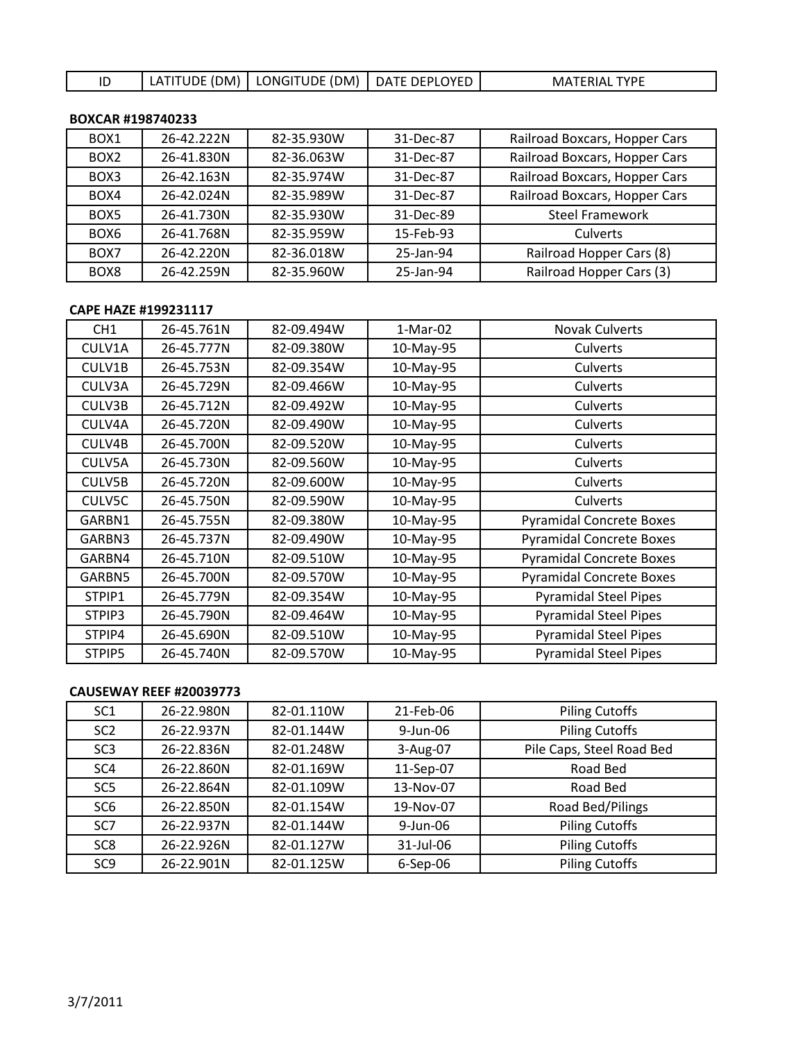| ID | LATITUDE (DM) | LONGITUDE (DM) | DATE DEPLOYED | MATERIAL TYPE |
|---|---|---|---|---|

**BOXCAR #198740233**

| ID | LATITUDE (DM) | LONGITUDE (DM) | DATE DEPLOYED | MATERIAL TYPE |
|---|---|---|---|---|
| BOX1 | 26-42.222N | 82-35.930W | 31-Dec-87 | Railroad Boxcars, Hopper Cars |
| BOX2 | 26-41.830N | 82-36.063W | 31-Dec-87 | Railroad Boxcars, Hopper Cars |
| BOX3 | 26-42.163N | 82-35.974W | 31-Dec-87 | Railroad Boxcars, Hopper Cars |
| BOX4 | 26-42.024N | 82-35.989W | 31-Dec-87 | Railroad Boxcars, Hopper Cars |
| BOX5 | 26-41.730N | 82-35.930W | 31-Dec-89 | Steel Framework |
| BOX6 | 26-41.768N | 82-35.959W | 15-Feb-93 | Culverts |
| BOX7 | 26-42.220N | 82-36.018W | 25-Jan-94 | Railroad Hopper Cars (8) |
| BOX8 | 26-42.259N | 82-35.960W | 25-Jan-94 | Railroad Hopper Cars (3) |

**CAPE HAZE #199231117**

| ID | LATITUDE (DM) | LONGITUDE (DM) | DATE DEPLOYED | MATERIAL TYPE |
|---|---|---|---|---|
| CH1 | 26-45.761N | 82-09.494W | 1-Mar-02 | Novak Culverts |
| CULV1A | 26-45.777N | 82-09.380W | 10-May-95 | Culverts |
| CULV1B | 26-45.753N | 82-09.354W | 10-May-95 | Culverts |
| CULV3A | 26-45.729N | 82-09.466W | 10-May-95 | Culverts |
| CULV3B | 26-45.712N | 82-09.492W | 10-May-95 | Culverts |
| CULV4A | 26-45.720N | 82-09.490W | 10-May-95 | Culverts |
| CULV4B | 26-45.700N | 82-09.520W | 10-May-95 | Culverts |
| CULV5A | 26-45.730N | 82-09.560W | 10-May-95 | Culverts |
| CULV5B | 26-45.720N | 82-09.600W | 10-May-95 | Culverts |
| CULV5C | 26-45.750N | 82-09.590W | 10-May-95 | Culverts |
| GARBN1 | 26-45.755N | 82-09.380W | 10-May-95 | Pyramidal Concrete Boxes |
| GARBN3 | 26-45.737N | 82-09.490W | 10-May-95 | Pyramidal Concrete Boxes |
| GARBN4 | 26-45.710N | 82-09.510W | 10-May-95 | Pyramidal Concrete Boxes |
| GARBN5 | 26-45.700N | 82-09.570W | 10-May-95 | Pyramidal Concrete Boxes |
| STPIP1 | 26-45.779N | 82-09.354W | 10-May-95 | Pyramidal Steel Pipes |
| STPIP3 | 26-45.790N | 82-09.464W | 10-May-95 | Pyramidal Steel Pipes |
| STPIP4 | 26-45.690N | 82-09.510W | 10-May-95 | Pyramidal Steel Pipes |
| STPIP5 | 26-45.740N | 82-09.570W | 10-May-95 | Pyramidal Steel Pipes |

**CAUSEWAY REEF #20039773**

| ID | LATITUDE (DM) | LONGITUDE (DM) | DATE DEPLOYED | MATERIAL TYPE |
|---|---|---|---|---|
| SC1 | 26-22.980N | 82-01.110W | 21-Feb-06 | Piling Cutoffs |
| SC2 | 26-22.937N | 82-01.144W | 9-Jun-06 | Piling Cutoffs |
| SC3 | 26-22.836N | 82-01.248W | 3-Aug-07 | Pile Caps, Steel Road Bed |
| SC4 | 26-22.860N | 82-01.169W | 11-Sep-07 | Road Bed |
| SC5 | 26-22.864N | 82-01.109W | 13-Nov-07 | Road Bed |
| SC6 | 26-22.850N | 82-01.154W | 19-Nov-07 | Road Bed/Pilings |
| SC7 | 26-22.937N | 82-01.144W | 9-Jun-06 | Piling Cutoffs |
| SC8 | 26-22.926N | 82-01.127W | 31-Jul-06 | Piling Cutoffs |
| SC9 | 26-22.901N | 82-01.125W | 6-Sep-06 | Piling Cutoffs |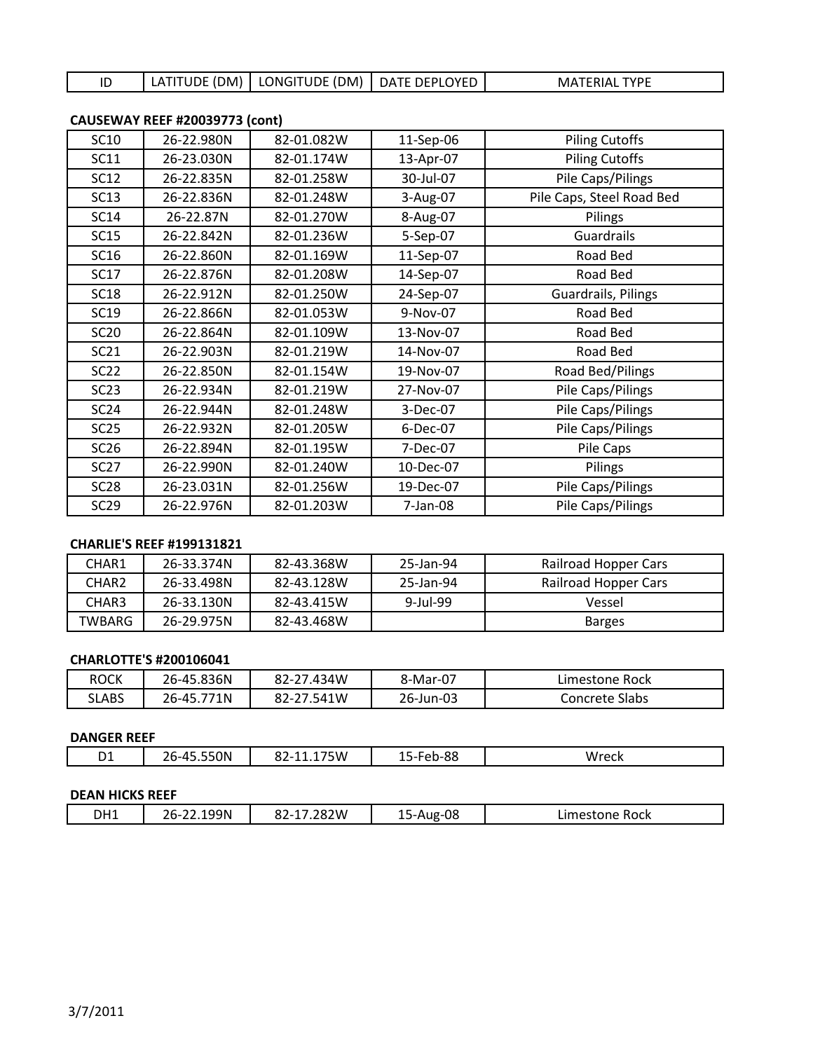| ID | LATITUDE (DM) | LONGITUDE (DM) | DATE DEPLOYED | MATERIAL TYPE |
|---|---|---|---|---|

**CAUSEWAY REEF #20039773 (cont)**

| ID | LATITUDE (DM) | LONGITUDE (DM) | DATE DEPLOYED | MATERIAL TYPE |
|---|---|---|---|---|
| SC10 | 26-22.980N | 82-01.082W | 11-Sep-06 | Piling Cutoffs |
| SC11 | 26-23.030N | 82-01.174W | 13-Apr-07 | Piling Cutoffs |
| SC12 | 26-22.835N | 82-01.258W | 30-Jul-07 | Pile Caps/Pilings |
| SC13 | 26-22.836N | 82-01.248W | 3-Aug-07 | Pile Caps, Steel Road Bed |
| SC14 | 26-22.87N | 82-01.270W | 8-Aug-07 | Pilings |
| SC15 | 26-22.842N | 82-01.236W | 5-Sep-07 | Guardrails |
| SC16 | 26-22.860N | 82-01.169W | 11-Sep-07 | Road Bed |
| SC17 | 26-22.876N | 82-01.208W | 14-Sep-07 | Road Bed |
| SC18 | 26-22.912N | 82-01.250W | 24-Sep-07 | Guardrails, Pilings |
| SC19 | 26-22.866N | 82-01.053W | 9-Nov-07 | Road Bed |
| SC20 | 26-22.864N | 82-01.109W | 13-Nov-07 | Road Bed |
| SC21 | 26-22.903N | 82-01.219W | 14-Nov-07 | Road Bed |
| SC22 | 26-22.850N | 82-01.154W | 19-Nov-07 | Road Bed/Pilings |
| SC23 | 26-22.934N | 82-01.219W | 27-Nov-07 | Pile Caps/Pilings |
| SC24 | 26-22.944N | 82-01.248W | 3-Dec-07 | Pile Caps/Pilings |
| SC25 | 26-22.932N | 82-01.205W | 6-Dec-07 | Pile Caps/Pilings |
| SC26 | 26-22.894N | 82-01.195W | 7-Dec-07 | Pile Caps |
| SC27 | 26-22.990N | 82-01.240W | 10-Dec-07 | Pilings |
| SC28 | 26-23.031N | 82-01.256W | 19-Dec-07 | Pile Caps/Pilings |
| SC29 | 26-22.976N | 82-01.203W | 7-Jan-08 | Pile Caps/Pilings |

**CHARLIE'S REEF #199131821**

| ID | LATITUDE (DM) | LONGITUDE (DM) | DATE DEPLOYED | MATERIAL TYPE |
|---|---|---|---|---|
| CHAR1 | 26-33.374N | 82-43.368W | 25-Jan-94 | Railroad Hopper Cars |
| CHAR2 | 26-33.498N | 82-43.128W | 25-Jan-94 | Railroad Hopper Cars |
| CHAR3 | 26-33.130N | 82-43.415W | 9-Jul-99 | Vessel |
| TWBARG | 26-29.975N | 82-43.468W | | Barges |

**CHARLOTTE'S #200106041**

| ID | LATITUDE (DM) | LONGITUDE (DM) | DATE DEPLOYED | MATERIAL TYPE |
|---|---|---|---|---|
| ROCK | 26-45.836N | 82-27.434W | 8-Mar-07 | Limestone Rock |
| SLABS | 26-45.771N | 82-27.541W | 26-Jun-03 | Concrete Slabs |

**DANGER REEF**

| ID | LATITUDE (DM) | LONGITUDE (DM) | DATE DEPLOYED | MATERIAL TYPE |
|---|---|---|---|---|
| D1 | 26-45.550N | 82-11.175W | 15-Feb-88 | Wreck |

**DEAN HICKS REEF**

| ID | LATITUDE (DM) | LONGITUDE (DM) | DATE DEPLOYED | MATERIAL TYPE |
|---|---|---|---|---|
| DH1 | 26-22.199N | 82-17.282W | 15-Aug-08 | Limestone Rock |

3/7/2011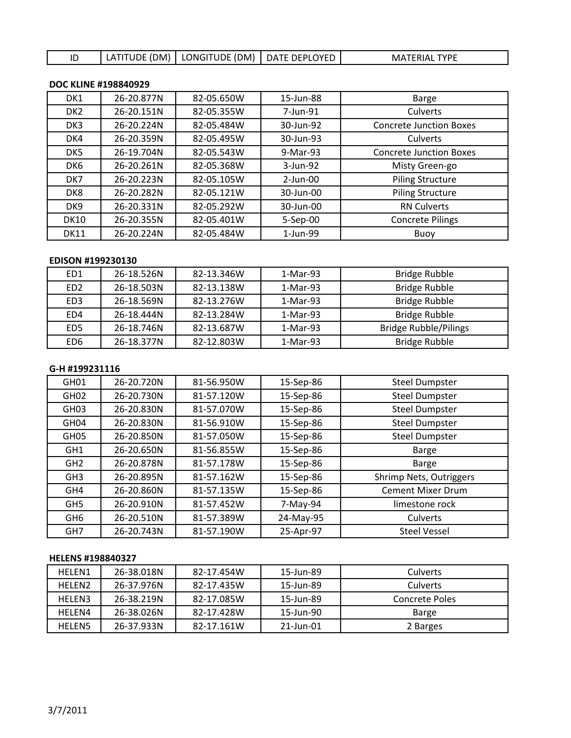| ID | LATITUDE (DM) | LONGITUDE (DM) | DATE DEPLOYED | MATERIAL TYPE |
|---|---|---|---|---|

**DOC KLINE #198840929**

| ID | LATITUDE (DM) | LONGITUDE (DM) | DATE DEPLOYED | MATERIAL TYPE |
|---|---|---|---|---|
| DK1 | 26-20.877N | 82-05.650W | 15-Jun-88 | Barge |
| DK2 | 26-20.151N | 82-05.355W | 7-Jun-91 | Culverts |
| DK3 | 26-20.224N | 82-05.484W | 30-Jun-92 | Concrete Junction Boxes |
| DK4 | 26-20.359N | 82-05.495W | 30-Jun-93 | Culverts |
| DK5 | 26-19.704N | 82-05.543W | 9-Mar-93 | Concrete Junction Boxes |
| DK6 | 26-20.261N | 82-05.368W | 3-Jun-92 | Misty Green-go |
| DK7 | 26-20.223N | 82-05.105W | 2-Jun-00 | Piling Structure |
| DK8 | 26-20.282N | 82-05.121W | 30-Jun-00 | Piling Structure |
| DK9 | 26-20.331N | 82-05.292W | 30-Jun-00 | RN Culverts |
| DK10 | 26-20.355N | 82-05.401W | 5-Sep-00 | Concrete Pilings |
| DK11 | 26-20.224N | 82-05.484W | 1-Jun-99 | Buoy |

**EDISON #199230130**

| ID | LATITUDE (DM) | LONGITUDE (DM) | DATE DEPLOYED | MATERIAL TYPE |
|---|---|---|---|---|
| ED1 | 26-18.526N | 82-13.346W | 1-Mar-93 | Bridge Rubble |
| ED2 | 26-18.503N | 82-13.138W | 1-Mar-93 | Bridge Rubble |
| ED3 | 26-18.569N | 82-13.276W | 1-Mar-93 | Bridge Rubble |
| ED4 | 26-18.444N | 82-13.284W | 1-Mar-93 | Bridge Rubble |
| ED5 | 26-18.746N | 82-13.687W | 1-Mar-93 | Bridge Rubble/Pilings |
| ED6 | 26-18.377N | 82-12.803W | 1-Mar-93 | Bridge Rubble |

**G-H #199231116**

| ID | LATITUDE (DM) | LONGITUDE (DM) | DATE DEPLOYED | MATERIAL TYPE |
|---|---|---|---|---|
| GH01 | 26-20.720N | 81-56.950W | 15-Sep-86 | Steel Dumpster |
| GH02 | 26-20.730N | 81-57.120W | 15-Sep-86 | Steel Dumpster |
| GH03 | 26-20.830N | 81-57.070W | 15-Sep-86 | Steel Dumpster |
| GH04 | 26-20.830N | 81-56.910W | 15-Sep-86 | Steel Dumpster |
| GH05 | 26-20.850N | 81-57.050W | 15-Sep-86 | Steel Dumpster |
| GH1 | 26-20.650N | 81-56.855W | 15-Sep-86 | Barge |
| GH2 | 26-20.878N | 81-57.178W | 15-Sep-86 | Barge |
| GH3 | 26-20.895N | 81-57.162W | 15-Sep-86 | Shrimp Nets, Outriggers |
| GH4 | 26-20.860N | 81-57.135W | 15-Sep-86 | Cement Mixer Drum |
| GH5 | 26-20.910N | 81-57.452W | 7-May-94 | limestone rock |
| GH6 | 26-20.510N | 81-57.389W | 24-May-95 | Culverts |
| GH7 | 26-20.743N | 81-57.190W | 25-Apr-97 | Steel Vessel |

**HELENS #198840327**

| ID | LATITUDE (DM) | LONGITUDE (DM) | DATE DEPLOYED | MATERIAL TYPE |
|---|---|---|---|---|
| HELEN1 | 26-38.018N | 82-17.454W | 15-Jun-89 | Culverts |
| HELEN2 | 26-37.976N | 82-17.435W | 15-Jun-89 | Culverts |
| HELEN3 | 26-38.219N | 82-17.085W | 15-Jun-89 | Concrete Poles |
| HELEN4 | 26-38.026N | 82-17.428W | 15-Jun-90 | Barge |
| HELEN5 | 26-37.933N | 82-17.161W | 21-Jun-01 | 2 Barges |

3/7/2011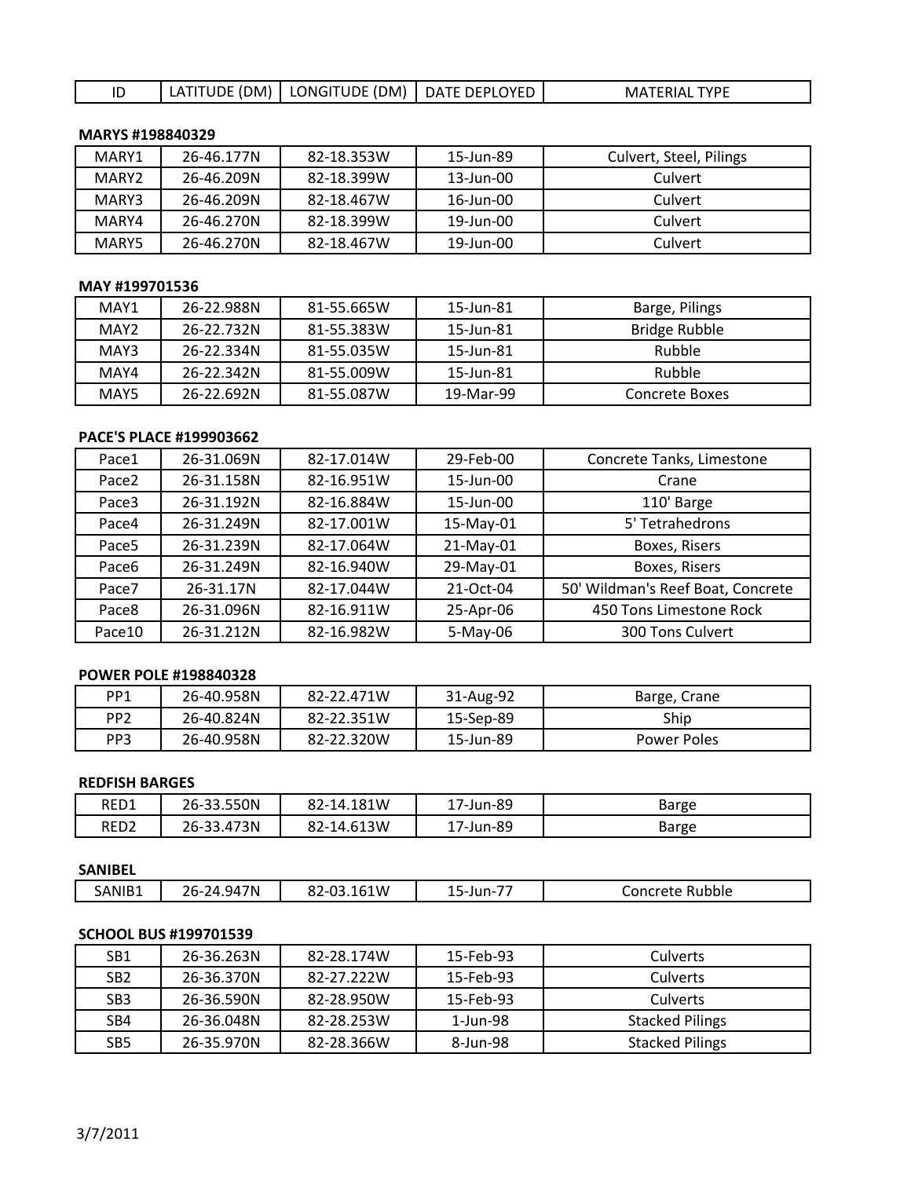| ID | LATITUDE (DM) | LONGITUDE (DM) | DATE DEPLOYED | MATERIAL TYPE |
|---|---|---|---|---|

**MARYS #198840329**

| ID | LATITUDE (DM) | LONGITUDE (DM) | DATE DEPLOYED | MATERIAL TYPE |
|---|---|---|---|---|
| MARY1 | 26-46.177N | 82-18.353W | 15-Jun-89 | Culvert, Steel, Pilings |
| MARY2 | 26-46.209N | 82-18.399W | 13-Jun-00 | Culvert |
| MARY3 | 26-46.209N | 82-18.467W | 16-Jun-00 | Culvert |
| MARY4 | 26-46.270N | 82-18.399W | 19-Jun-00 | Culvert |
| MARY5 | 26-46.270N | 82-18.467W | 19-Jun-00 | Culvert |

**MAY #199701536**

| ID | LATITUDE (DM) | LONGITUDE (DM) | DATE DEPLOYED | MATERIAL TYPE |
|---|---|---|---|---|
| MAY1 | 26-22.988N | 81-55.665W | 15-Jun-81 | Barge, Pilings |
| MAY2 | 26-22.732N | 81-55.383W | 15-Jun-81 | Bridge Rubble |
| MAY3 | 26-22.334N | 81-55.035W | 15-Jun-81 | Rubble |
| MAY4 | 26-22.342N | 81-55.009W | 15-Jun-81 | Rubble |
| MAY5 | 26-22.692N | 81-55.087W | 19-Mar-99 | Concrete Boxes |

**PACE'S PLACE #199903662**

| ID | LATITUDE (DM) | LONGITUDE (DM) | DATE DEPLOYED | MATERIAL TYPE |
|---|---|---|---|---|
| Pace1 | 26-31.069N | 82-17.014W | 29-Feb-00 | Concrete Tanks, Limestone |
| Pace2 | 26-31.158N | 82-16.951W | 15-Jun-00 | Crane |
| Pace3 | 26-31.192N | 82-16.884W | 15-Jun-00 | 110' Barge |
| Pace4 | 26-31.249N | 82-17.001W | 15-May-01 | 5' Tetrahedrons |
| Pace5 | 26-31.239N | 82-17.064W | 21-May-01 | Boxes, Risers |
| Pace6 | 26-31.249N | 82-16.940W | 29-May-01 | Boxes, Risers |
| Pace7 | 26-31.17N | 82-17.044W | 21-Oct-04 | 50' Wildman's Reef Boat, Concrete |
| Pace8 | 26-31.096N | 82-16.911W | 25-Apr-06 | 450 Tons Limestone Rock |
| Pace10 | 26-31.212N | 82-16.982W | 5-May-06 | 300 Tons Culvert |

**POWER POLE #198840328**

| ID | LATITUDE (DM) | LONGITUDE (DM) | DATE DEPLOYED | MATERIAL TYPE |
|---|---|---|---|---|
| PP1 | 26-40.958N | 82-22.471W | 31-Aug-92 | Barge, Crane |
| PP2 | 26-40.824N | 82-22.351W | 15-Sep-89 | Ship |
| PP3 | 26-40.958N | 82-22.320W | 15-Jun-89 | Power Poles |

**REDFISH BARGES**

| ID | LATITUDE (DM) | LONGITUDE (DM) | DATE DEPLOYED | MATERIAL TYPE |
|---|---|---|---|---|
| RED1 | 26-33.550N | 82-14.181W | 17-Jun-89 | Barge |
| RED2 | 26-33.473N | 82-14.613W | 17-Jun-89 | Barge |

**SANIBEL**

| ID | LATITUDE (DM) | LONGITUDE (DM) | DATE DEPLOYED | MATERIAL TYPE |
|---|---|---|---|---|
| SANIB1 | 26-24.947N | 82-03.161W | 15-Jun-77 | Concrete Rubble |

**SCHOOL BUS #199701539**

| ID | LATITUDE (DM) | LONGITUDE (DM) | DATE DEPLOYED | MATERIAL TYPE |
|---|---|---|---|---|
| SB1 | 26-36.263N | 82-28.174W | 15-Feb-93 | Culverts |
| SB2 | 26-36.370N | 82-27.222W | 15-Feb-93 | Culverts |
| SB3 | 26-36.590N | 82-28.950W | 15-Feb-93 | Culverts |
| SB4 | 26-36.048N | 82-28.253W | 1-Jun-98 | Stacked Pilings |
| SB5 | 26-35.970N | 82-28.366W | 8-Jun-98 | Stacked Pilings |

3/7/2011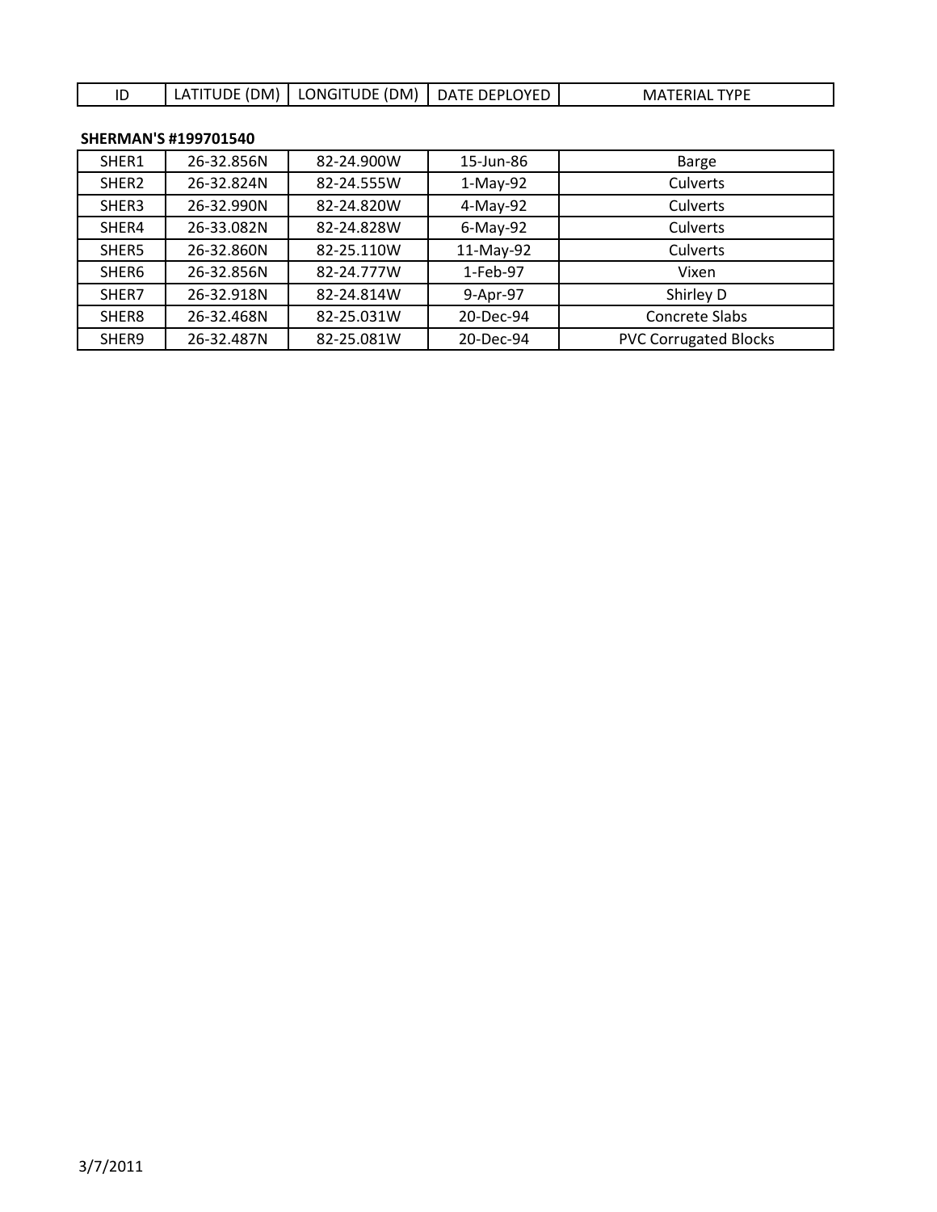| ID | LATITUDE (DM) | LONGITUDE (DM) | DATE DEPLOYED | MATERIAL TYPE |
|---|---|---|---|---|
| **SHERMAN'S #199701540** | | | | |
| SHER1 | 26-32.856N | 82-24.900W | 15-Jun-86 | Barge |
| SHER2 | 26-32.824N | 82-24.555W | 1-May-92 | Culverts |
| SHER3 | 26-32.990N | 82-24.820W | 4-May-92 | Culverts |
| SHER4 | 26-33.082N | 82-24.828W | 6-May-92 | Culverts |
| SHER5 | 26-32.860N | 82-25.110W | 11-May-92 | Culverts |
| SHER6 | 26-32.856N | 82-24.777W | 1-Feb-97 | Vixen |
| SHER7 | 26-32.918N | 82-24.814W | 9-Apr-97 | Shirley D |
| SHER8 | 26-32.468N | 82-25.031W | 20-Dec-94 | Concrete Slabs |
| SHER9 | 26-32.487N | 82-25.081W | 20-Dec-94 | PVC Corrugated Blocks |

3/7/2011